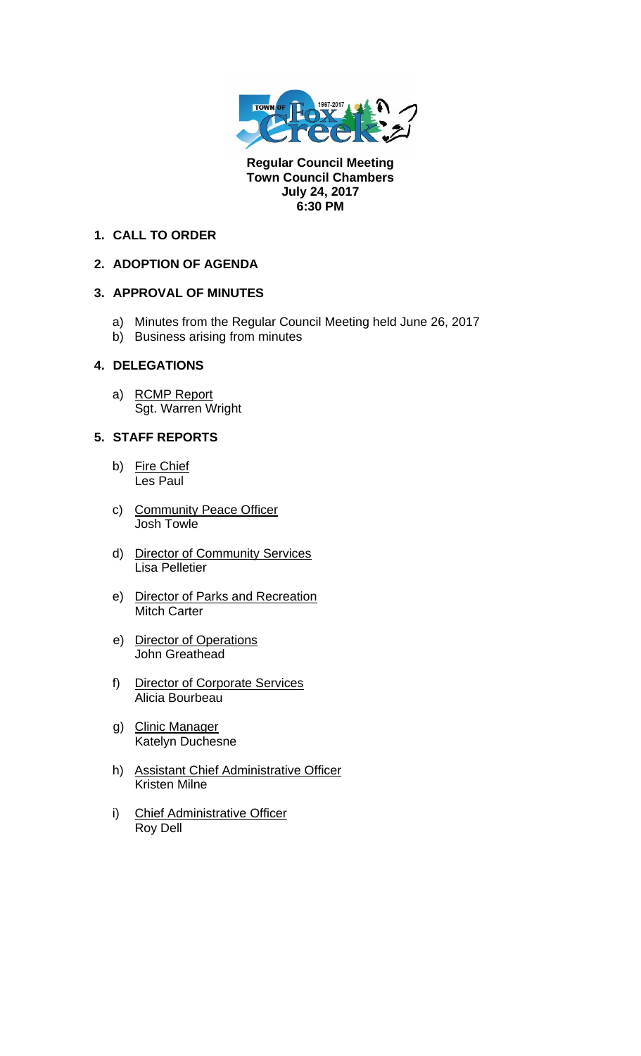**Regular Council Meeting**
**Town Council Chambers**
**July 24, 2017**
**6:30 PM**

## 1. CALL TO ORDER

## 2. ADOPTION OF AGENDA

## 3. APPROVAL OF MINUTES

a) Minutes from the Regular Council Meeting held June 26, 2017
b) Business arising from minutes

## 4. DELEGATIONS

a) RCMP Report
Sgt. Warren Wright

## 5. STAFF REPORTS

b) Fire Chief
Les Paul

c) Community Peace Officer
Josh Towle

d) Director of Community Services
Lisa Pelletier

e) Director of Parks and Recreation
Mitch Carter

e) Director of Operations
John Greathead

f) Director of Corporate Services
Alicia Bourbeau

g) Clinic Manager
Katelyn Duchesne

h) Assistant Chief Administrative Officer
Kristen Milne

i) Chief Administrative Officer
Roy Dell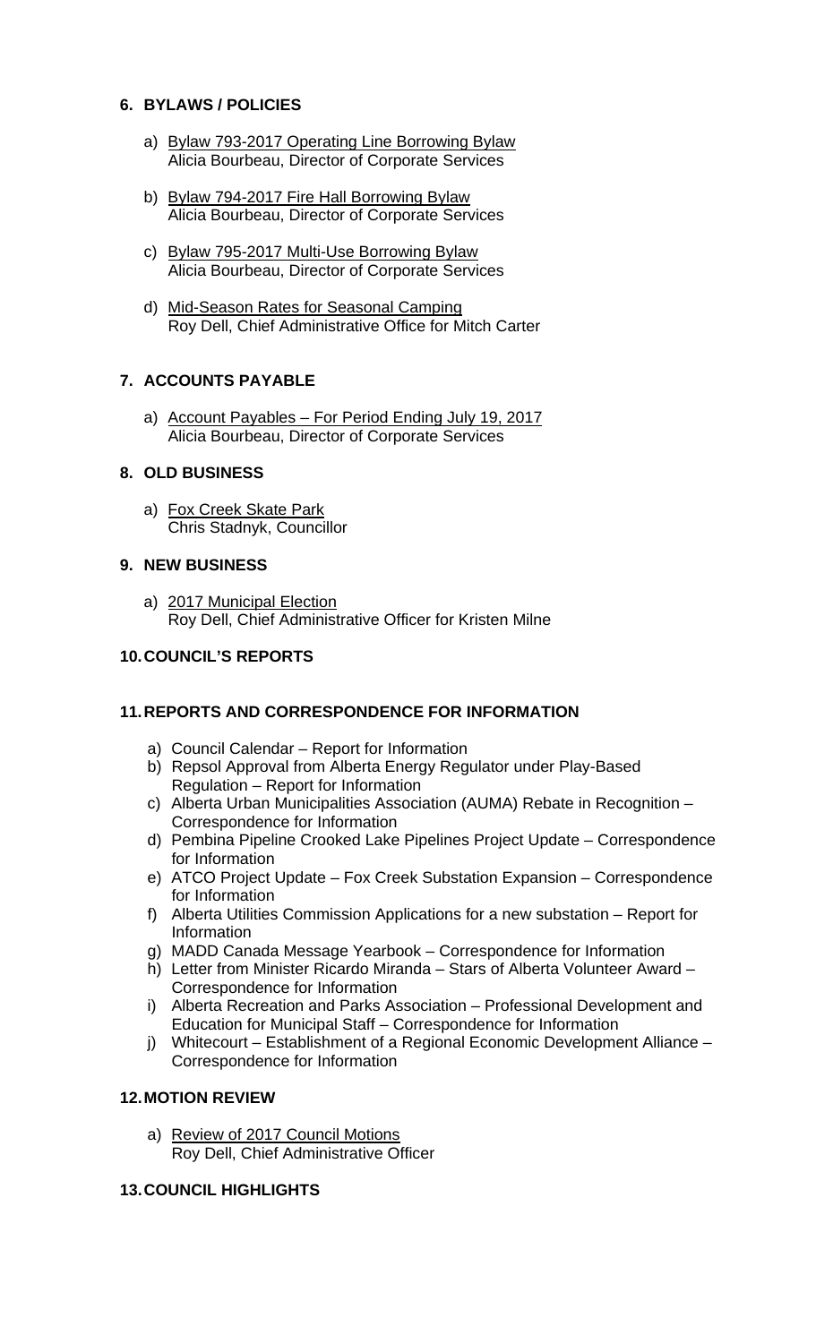## 6. BYLAWS / POLICIES

a) Bylaw 793-2017 Operating Line Borrowing Bylaw
Alicia Bourbeau, Director of Corporate Services

b) Bylaw 794-2017 Fire Hall Borrowing Bylaw
Alicia Bourbeau, Director of Corporate Services

c) Bylaw 795-2017 Multi-Use Borrowing Bylaw
Alicia Bourbeau, Director of Corporate Services

d) Mid-Season Rates for Seasonal Camping
Roy Dell, Chief Administrative Office for Mitch Carter

## 7. ACCOUNTS PAYABLE

a) Account Payables – For Period Ending July 19, 2017
Alicia Bourbeau, Director of Corporate Services

## 8. OLD BUSINESS

a) Fox Creek Skate Park
Chris Stadnyk, Councillor

## 9. NEW BUSINESS

a) 2017 Municipal Election
Roy Dell, Chief Administrative Officer for Kristen Milne

## 10. COUNCIL'S REPORTS

## 11. REPORTS AND CORRESPONDENCE FOR INFORMATION

a) Council Calendar – Report for Information
b) Repsol Approval from Alberta Energy Regulator under Play-Based Regulation – Report for Information
c) Alberta Urban Municipalities Association (AUMA) Rebate in Recognition – Correspondence for Information
d) Pembina Pipeline Crooked Lake Pipelines Project Update – Correspondence for Information
e) ATCO Project Update – Fox Creek Substation Expansion – Correspondence for Information
f) Alberta Utilities Commission Applications for a new substation – Report for Information
g) MADD Canada Message Yearbook – Correspondence for Information
h) Letter from Minister Ricardo Miranda – Stars of Alberta Volunteer Award – Correspondence for Information
i) Alberta Recreation and Parks Association – Professional Development and Education for Municipal Staff – Correspondence for Information
j) Whitecourt – Establishment of a Regional Economic Development Alliance – Correspondence for Information

## 12. MOTION REVIEW

a) Review of 2017 Council Motions
Roy Dell, Chief Administrative Officer

## 13. COUNCIL HIGHLIGHTS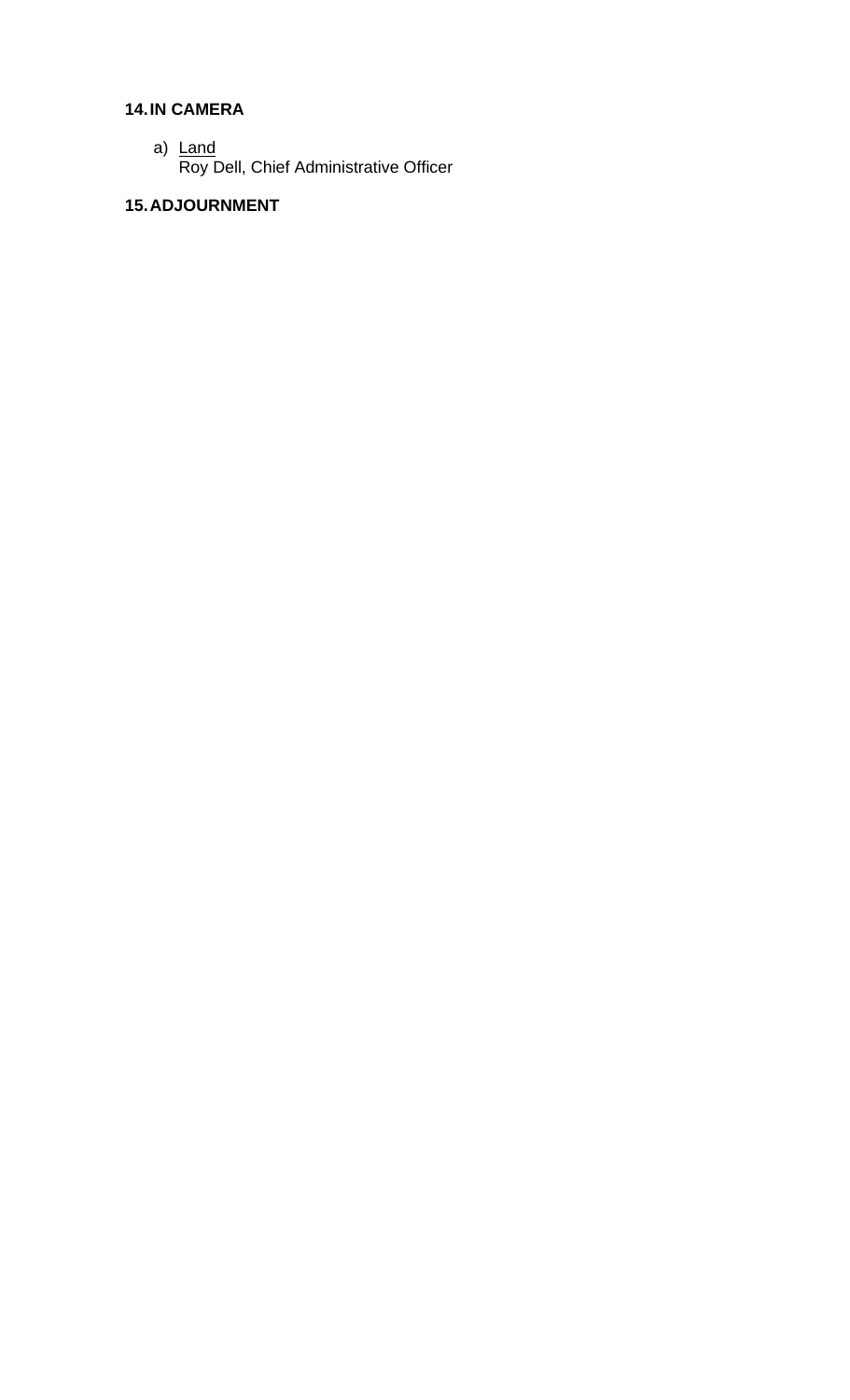## 14. IN CAMERA

a) Land
   Roy Dell, Chief Administrative Officer

## 15. ADJOURNMENT